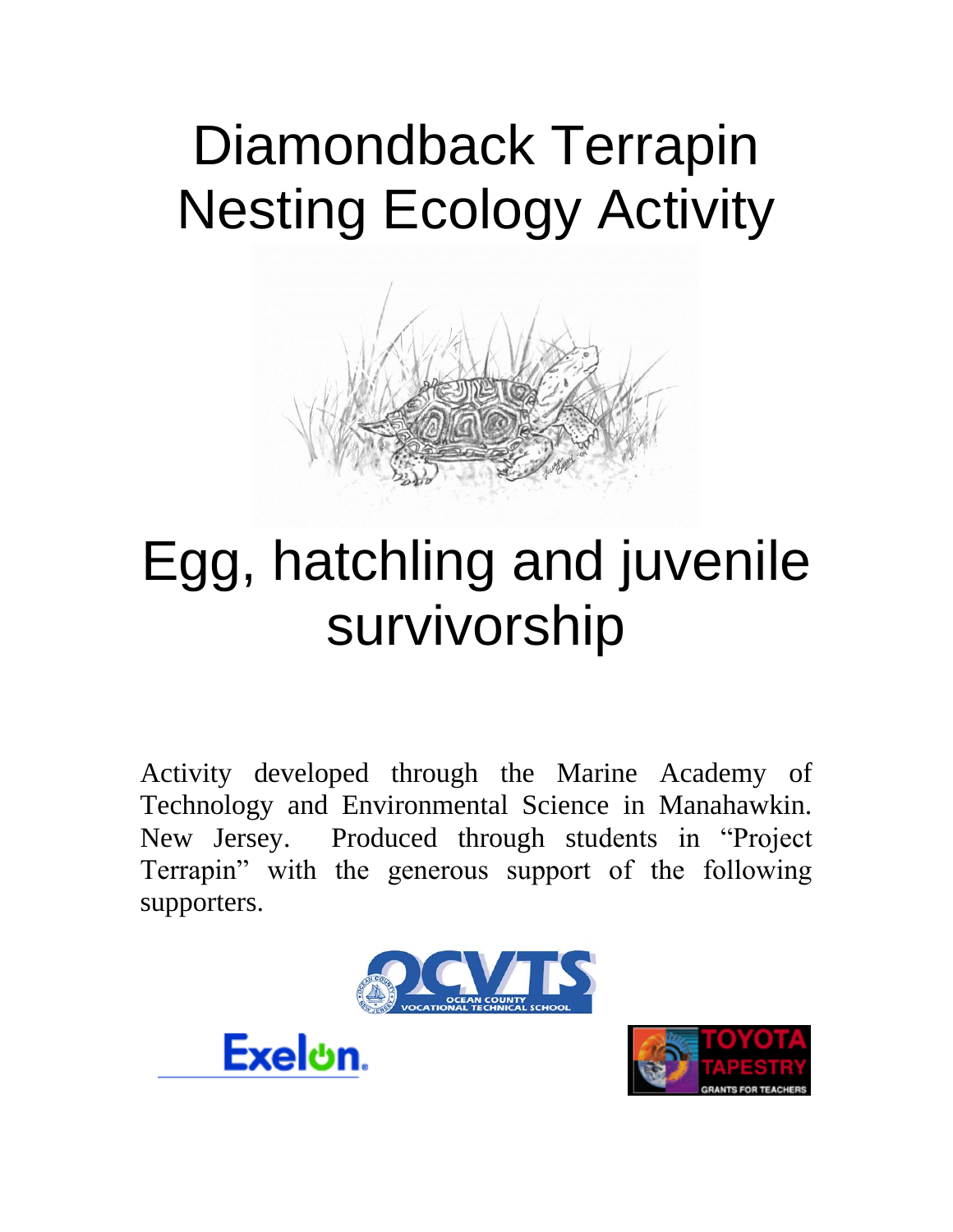# Diamondback Terrapin Nesting Ecology Activity

# Egg, hatchling and juvenile survivorship

Activity developed through the Marine Academy of Technology and Environmental Science in Manahawkin. New Jersey. Produced through students in "Project Terrapin" with the generous support of the following supporters.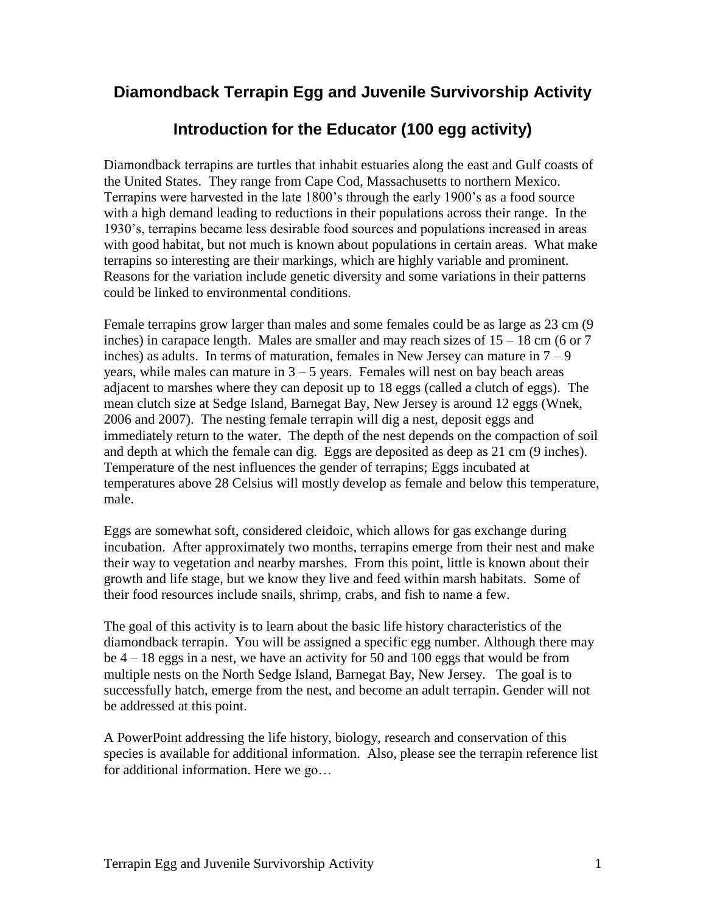# Diamondback Terrapin Egg and Juvenile Survivorship Activity

## Introduction for the Educator (100 egg activity)

Diamondback terrapins are turtles that inhabit estuaries along the east and Gulf coasts of the United States. They range from Cape Cod, Massachusetts to northern Mexico. Terrapins were harvested in the late 1800's through the early 1900's as a food source with a high demand leading to reductions in their populations across their range. In the 1930's, terrapins became less desirable food sources and populations increased in areas with good habitat, but not much is known about populations in certain areas. What make terrapins so interesting are their markings, which are highly variable and prominent. Reasons for the variation include genetic diversity and some variations in their patterns could be linked to environmental conditions.

Female terrapins grow larger than males and some females could be as large as 23 cm (9 inches) in carapace length. Males are smaller and may reach sizes of 15 – 18 cm (6 or 7 inches) as adults. In terms of maturation, females in New Jersey can mature in 7 – 9 years, while males can mature in 3 – 5 years. Females will nest on bay beach areas adjacent to marshes where they can deposit up to 18 eggs (called a clutch of eggs). The mean clutch size at Sedge Island, Barnegat Bay, New Jersey is around 12 eggs (Wnek, 2006 and 2007). The nesting female terrapin will dig a nest, deposit eggs and immediately return to the water. The depth of the nest depends on the compaction of soil and depth at which the female can dig. Eggs are deposited as deep as 21 cm (9 inches). Temperature of the nest influences the gender of terrapins; Eggs incubated at temperatures above 28 Celsius will mostly develop as female and below this temperature, male.

Eggs are somewhat soft, considered cleidoic, which allows for gas exchange during incubation. After approximately two months, terrapins emerge from their nest and make their way to vegetation and nearby marshes. From this point, little is known about their growth and life stage, but we know they live and feed within marsh habitats. Some of their food resources include snails, shrimp, crabs, and fish to name a few.

The goal of this activity is to learn about the basic life history characteristics of the diamondback terrapin. You will be assigned a specific egg number. Although there may be 4 – 18 eggs in a nest, we have an activity for 50 and 100 eggs that would be from multiple nests on the North Sedge Island, Barnegat Bay, New Jersey. The goal is to successfully hatch, emerge from the nest, and become an adult terrapin. Gender will not be addressed at this point.

A PowerPoint addressing the life history, biology, research and conservation of this species is available for additional information. Also, please see the terrapin reference list for additional information. Here we go…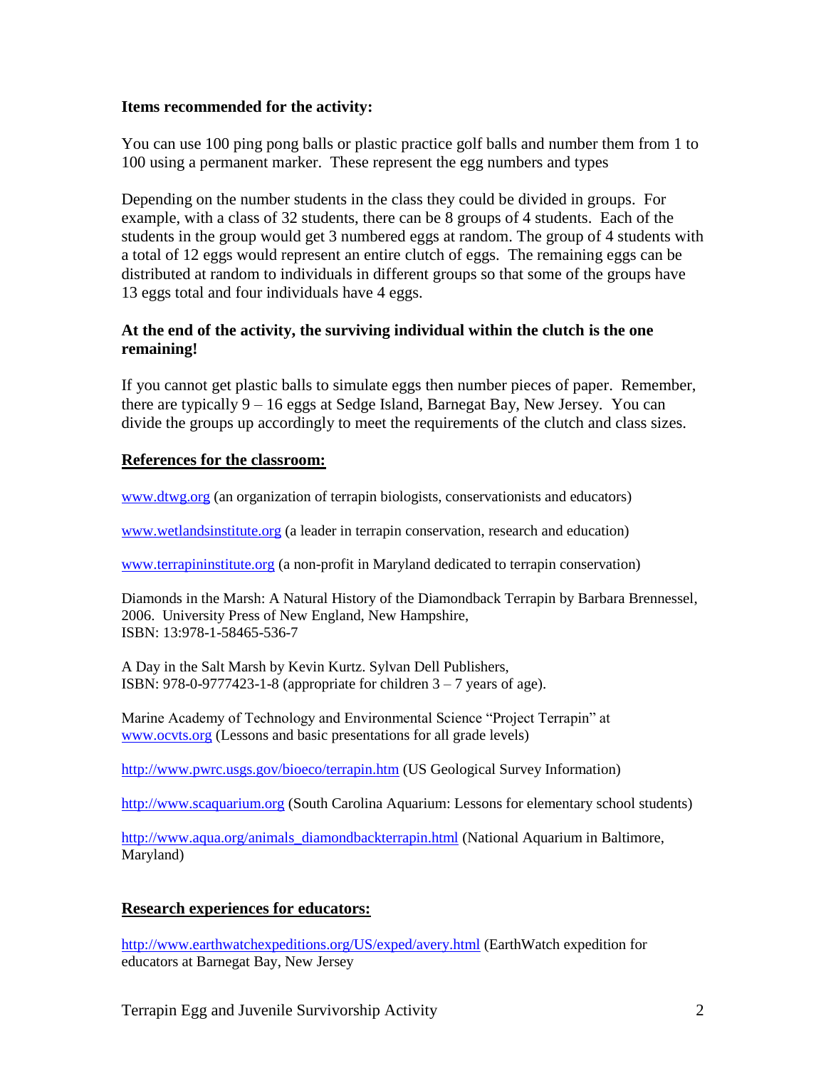**Items recommended for the activity:**

You can use 100 ping pong balls or plastic practice golf balls and number them from 1 to 100 using a permanent marker. These represent the egg numbers and types

Depending on the number students in the class they could be divided in groups. For example, with a class of 32 students, there can be 8 groups of 4 students. Each of the students in the group would get 3 numbered eggs at random. The group of 4 students with a total of 12 eggs would represent an entire clutch of eggs. The remaining eggs can be distributed at random to individuals in different groups so that some of the groups have 13 eggs total and four individuals have 4 eggs.

**At the end of the activity, the surviving individual within the clutch is the one remaining!**

If you cannot get plastic balls to simulate eggs then number pieces of paper. Remember, there are typically 9 – 16 eggs at Sedge Island, Barnegat Bay, New Jersey. You can divide the groups up accordingly to meet the requirements of the clutch and class sizes.

## References for the classroom:

www.dtwg.org (an organization of terrapin biologists, conservationists and educators)

www.wetlandsinstitute.org (a leader in terrapin conservation, research and education)

www.terrapininstitute.org (a non-profit in Maryland dedicated to terrapin conservation)

Diamonds in the Marsh: A Natural History of the Diamondback Terrapin by Barbara Brennessel, 2006. University Press of New England, New Hampshire, ISBN: 13:978-1-58465-536-7

A Day in the Salt Marsh by Kevin Kurtz. Sylvan Dell Publishers, ISBN: 978-0-9777423-1-8 (appropriate for children 3 – 7 years of age).

Marine Academy of Technology and Environmental Science "Project Terrapin" at www.ocvts.org (Lessons and basic presentations for all grade levels)

http://www.pwrc.usgs.gov/bioeco/terrapin.htm (US Geological Survey Information)

http://www.scaquarium.org (South Carolina Aquarium: Lessons for elementary school students)

http://www.aqua.org/animals_diamondbackterrapin.html (National Aquarium in Baltimore, Maryland)

## Research experiences for educators:

http://www.earthwatchexpeditions.org/US/exped/avery.html (EarthWatch expedition for educators at Barnegat Bay, New Jersey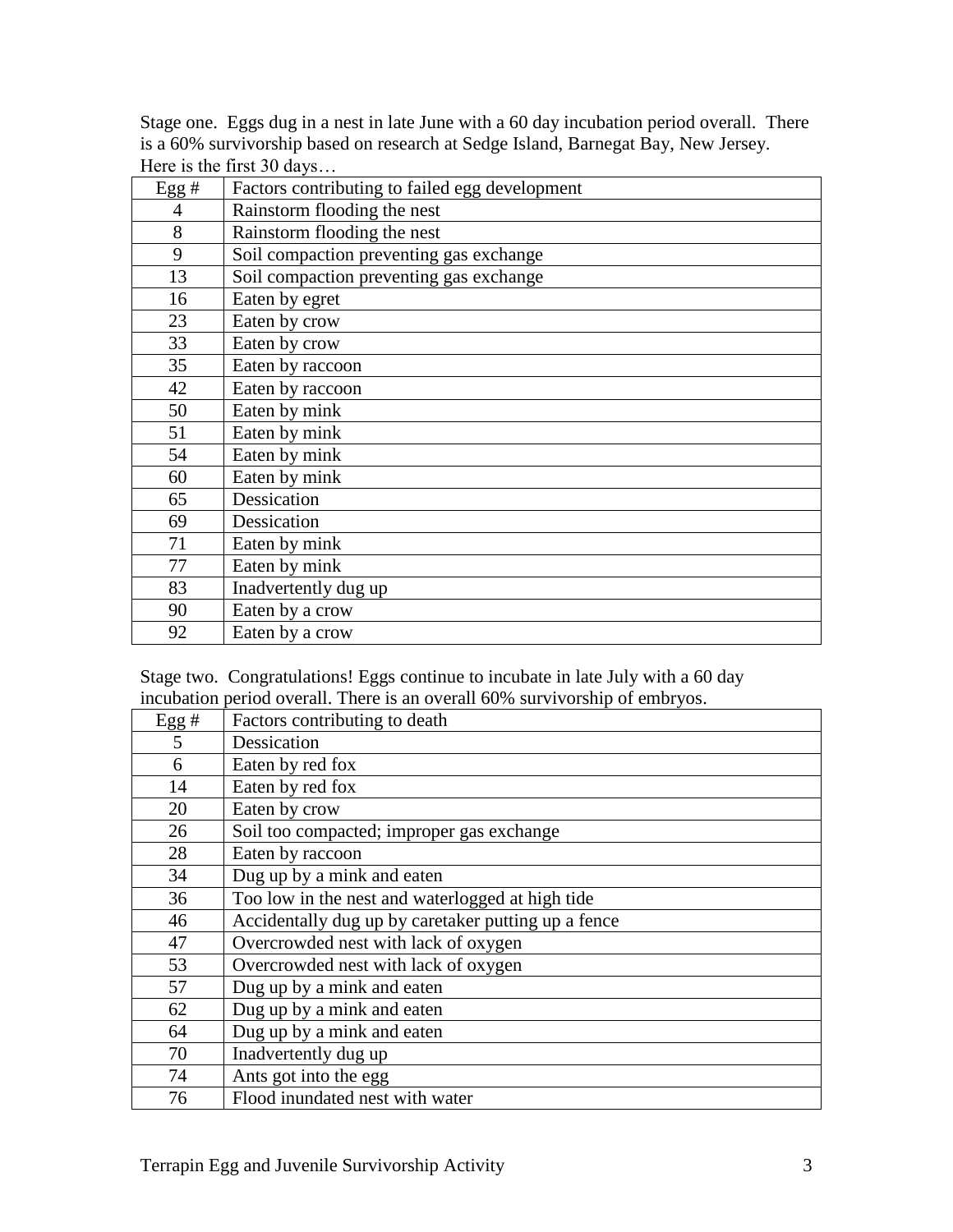Stage one. Eggs dug in a nest in late June with a 60 day incubation period overall. There is a 60% survivorship based on research at Sedge Island, Barnegat Bay, New Jersey. Here is the first 30 days…

| Egg # | Factors contributing to failed egg development |
| --- | --- |
| 4 | Rainstorm flooding the nest |
| 8 | Rainstorm flooding the nest |
| 9 | Soil compaction preventing gas exchange |
| 13 | Soil compaction preventing gas exchange |
| 16 | Eaten by egret |
| 23 | Eaten by crow |
| 33 | Eaten by crow |
| 35 | Eaten by raccoon |
| 42 | Eaten by raccoon |
| 50 | Eaten by mink |
| 51 | Eaten by mink |
| 54 | Eaten by mink |
| 60 | Eaten by mink |
| 65 | Dessication |
| 69 | Dessication |
| 71 | Eaten by mink |
| 77 | Eaten by mink |
| 83 | Inadvertently dug up |
| 90 | Eaten by a crow |
| 92 | Eaten by a crow |

Stage two. Congratulations! Eggs continue to incubate in late July with a 60 day incubation period overall. There is an overall 60% survivorship of embryos.

| Egg # | Factors contributing to death |
| --- | --- |
| 5 | Dessication |
| 6 | Eaten by red fox |
| 14 | Eaten by red fox |
| 20 | Eaten by crow |
| 26 | Soil too compacted; improper gas exchange |
| 28 | Eaten by raccoon |
| 34 | Dug up by a mink and eaten |
| 36 | Too low in the nest and waterlogged at high tide |
| 46 | Accidentally dug up by caretaker putting up a fence |
| 47 | Overcrowded nest with lack of oxygen |
| 53 | Overcrowded nest with lack of oxygen |
| 57 | Dug up by a mink and eaten |
| 62 | Dug up by a mink and eaten |
| 64 | Dug up by a mink and eaten |
| 70 | Inadvertently dug up |
| 74 | Ants got into the egg |
| 76 | Flood inundated nest with water |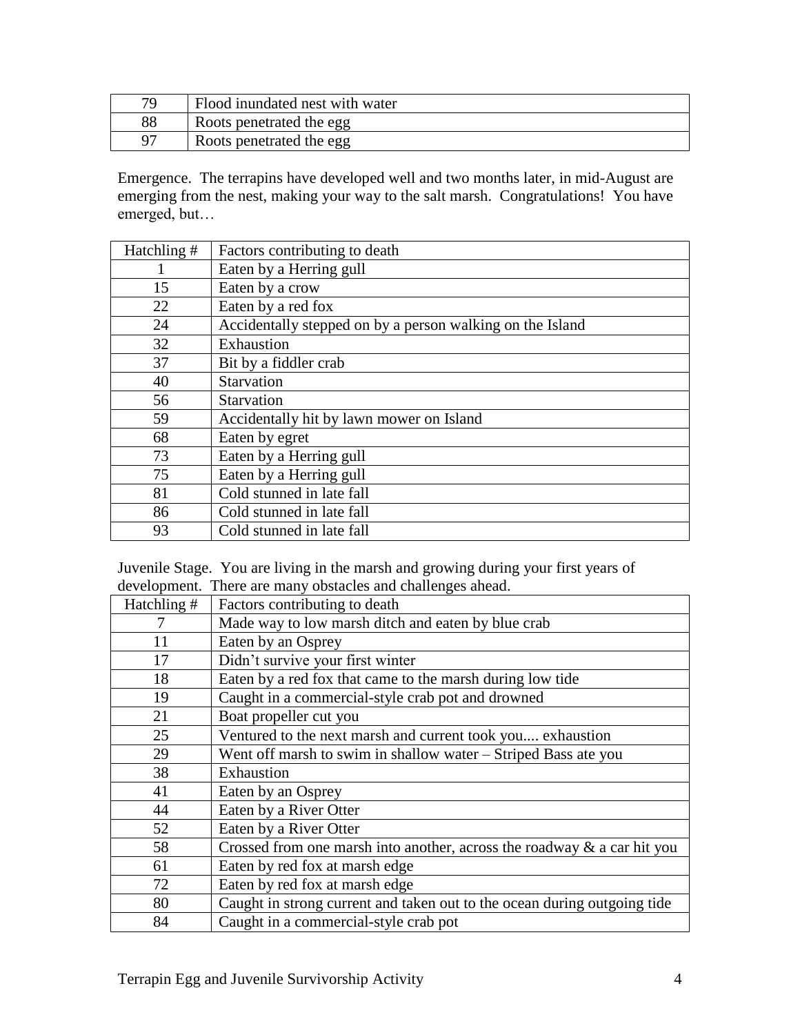| 79 | Flood inundated nest with water |
|---|---|
| 88 | Roots penetrated the egg |
| 97 | Roots penetrated the egg |

Emergence. The terrapins have developed well and two months later, in mid-August are emerging from the nest, making your way to the salt marsh. Congratulations! You have emerged, but…

| Hatchling # | Factors contributing to death |
|---|---|
| 1 | Eaten by a Herring gull |
| 15 | Eaten by a crow |
| 22 | Eaten by a red fox |
| 24 | Accidentally stepped on by a person walking on the Island |
| 32 | Exhaustion |
| 37 | Bit by a fiddler crab |
| 40 | Starvation |
| 56 | Starvation |
| 59 | Accidentally hit by lawn mower on Island |
| 68 | Eaten by egret |
| 73 | Eaten by a Herring gull |
| 75 | Eaten by a Herring gull |
| 81 | Cold stunned in late fall |
| 86 | Cold stunned in late fall |
| 93 | Cold stunned in late fall |

Juvenile Stage. You are living in the marsh and growing during your first years of development. There are many obstacles and challenges ahead.

| Hatchling # | Factors contributing to death |
|---|---|
| 7 | Made way to low marsh ditch and eaten by blue crab |
| 11 | Eaten by an Osprey |
| 17 | Didn't survive your first winter |
| 18 | Eaten by a red fox that came to the marsh during low tide |
| 19 | Caught in a commercial-style crab pot and drowned |
| 21 | Boat propeller cut you |
| 25 | Ventured to the next marsh and current took you.... exhaustion |
| 29 | Went off marsh to swim in shallow water – Striped Bass ate you |
| 38 | Exhaustion |
| 41 | Eaten by an Osprey |
| 44 | Eaten by a River Otter |
| 52 | Eaten by a River Otter |
| 58 | Crossed from one marsh into another, across the roadway & a car hit you |
| 61 | Eaten by red fox at marsh edge |
| 72 | Eaten by red fox at marsh edge |
| 80 | Caught in strong current and taken out to the ocean during outgoing tide |
| 84 | Caught in a commercial-style crab pot |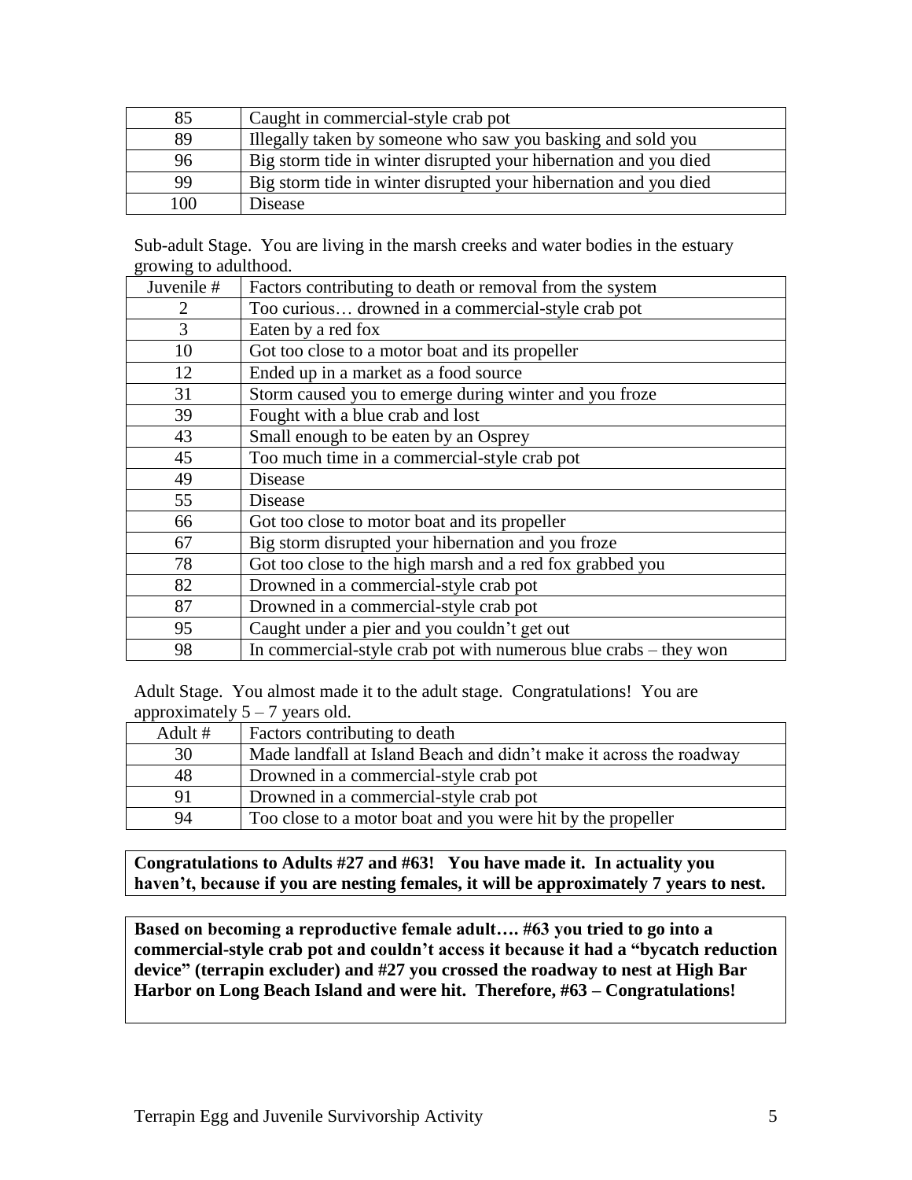| | |
|---|---|
| 85 | Caught in commercial-style crab pot |
| 89 | Illegally taken by someone who saw you basking and sold you |
| 96 | Big storm tide in winter disrupted your hibernation and you died |
| 99 | Big storm tide in winter disrupted your hibernation and you died |
| 100 | Disease |

Sub-adult Stage. You are living in the marsh creeks and water bodies in the estuary growing to adulthood.

| Juvenile # | Factors contributing to death or removal from the system |
|---|---|
| 2 | Too curious… drowned in a commercial-style crab pot |
| 3 | Eaten by a red fox |
| 10 | Got too close to a motor boat and its propeller |
| 12 | Ended up in a market as a food source |
| 31 | Storm caused you to emerge during winter and you froze |
| 39 | Fought with a blue crab and lost |
| 43 | Small enough to be eaten by an Osprey |
| 45 | Too much time in a commercial-style crab pot |
| 49 | Disease |
| 55 | Disease |
| 66 | Got too close to motor boat and its propeller |
| 67 | Big storm disrupted your hibernation and you froze |
| 78 | Got too close to the high marsh and a red fox grabbed you |
| 82 | Drowned in a commercial-style crab pot |
| 87 | Drowned in a commercial-style crab pot |
| 95 | Caught under a pier and you couldn't get out |
| 98 | In commercial-style crab pot with numerous blue crabs – they won |

Adult Stage. You almost made it to the adult stage. Congratulations! You are approximately 5 – 7 years old.

| Adult # | Factors contributing to death |
|---|---|
| 30 | Made landfall at Island Beach and didn't make it across the roadway |
| 48 | Drowned in a commercial-style crab pot |
| 91 | Drowned in a commercial-style crab pot |
| 94 | Too close to a motor boat and you were hit by the propeller |

**Congratulations to Adults #27 and #63! You have made it. In actuality you haven't, because if you are nesting females, it will be approximately 7 years to nest.**

**Based on becoming a reproductive female adult…. #63 you tried to go into a commercial-style crab pot and couldn't access it because it had a "bycatch reduction device" (terrapin excluder) and #27 you crossed the roadway to nest at High Bar Harbor on Long Beach Island and were hit. Therefore, #63 – Congratulations!**